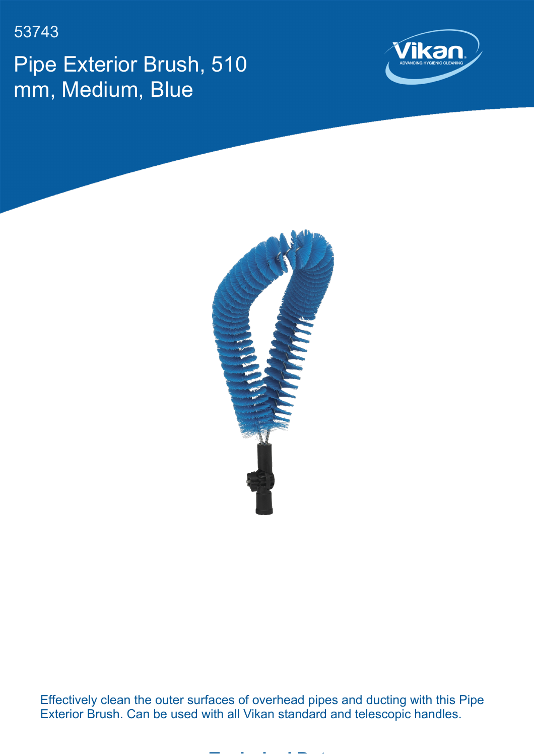53743

# Pipe Exterior Brush, 510 mm, Medium, Blue

Effectively clean the outer surfaces of overhead pipes and ducting with this Pipe Exterior Brush. Can be used with all Vikan standard and telescopic handles.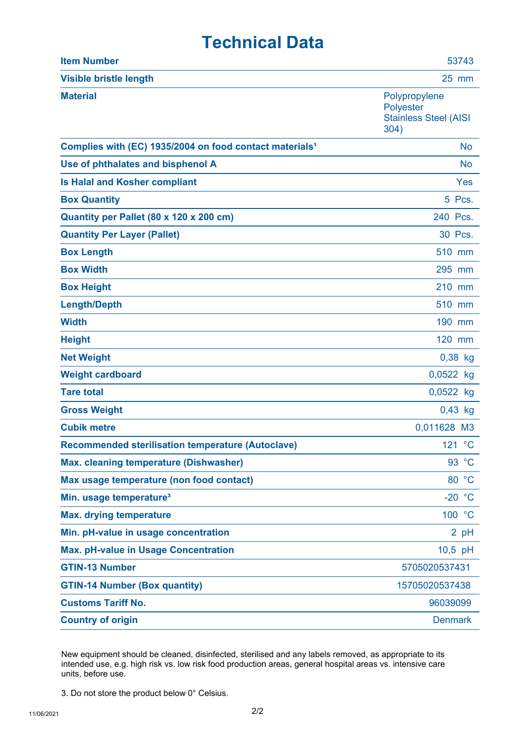# Technical Data

| | |
|---|---|
| **Item Number** | 53743 |
| **Visible bristle length** | 25 mm |
| **Material** | Polypropylene<br>Polyester<br>Stainless Steel (AISI 304) |
| **Complies with (EC) 1935/2004 on food contact materials[1]** | No |
| **Use of phthalates and bisphenol A** | No |
| **Is Halal and Kosher compliant** | Yes |
| **Box Quantity** | 5 Pcs. |
| **Quantity per Pallet (80 x 120 x 200 cm)** | 240 Pcs. |
| **Quantity Per Layer (Pallet)** | 30 Pcs. |
| **Box Length** | 510 mm |
| **Box Width** | 295 mm |
| **Box Height** | 210 mm |
| **Length/Depth** | 510 mm |
| **Width** | 190 mm |
| **Height** | 120 mm |
| **Net Weight** | 0,38 kg |
| **Weight cardboard** | 0,0522 kg |
| **Tare total** | 0,0522 kg |
| **Gross Weight** | 0,43 kg |
| **Cubik metre** | 0,011628 M3 |
| **Recommended sterilisation temperature (Autoclave)** | 121 °C |
| **Max. cleaning temperature (Dishwasher)** | 93 °C |
| **Max usage temperature (non food contact)** | 80 °C |
| **Min. usage temperature[3]** | -20 °C |
| **Max. drying temperature** | 100 °C |
| **Min. pH-value in usage concentration** | 2 pH |
| **Max. pH-value in Usage Concentration** | 10,5 pH |
| **GTIN-13 Number** | 5705020537431 |
| **GTIN-14 Number (Box quantity)** | 15705020537438 |
| **Customs Tariff No.** | 96039099 |
| **Country of origin** | Denmark |

New equipment should be cleaned, disinfected, sterilised and any labels removed, as appropriate to its intended use, e.g. high risk vs. low risk food production areas, general hospital areas vs. intensive care units, before use.

3. Do not store the product below 0° Celsius.

11/06/2021